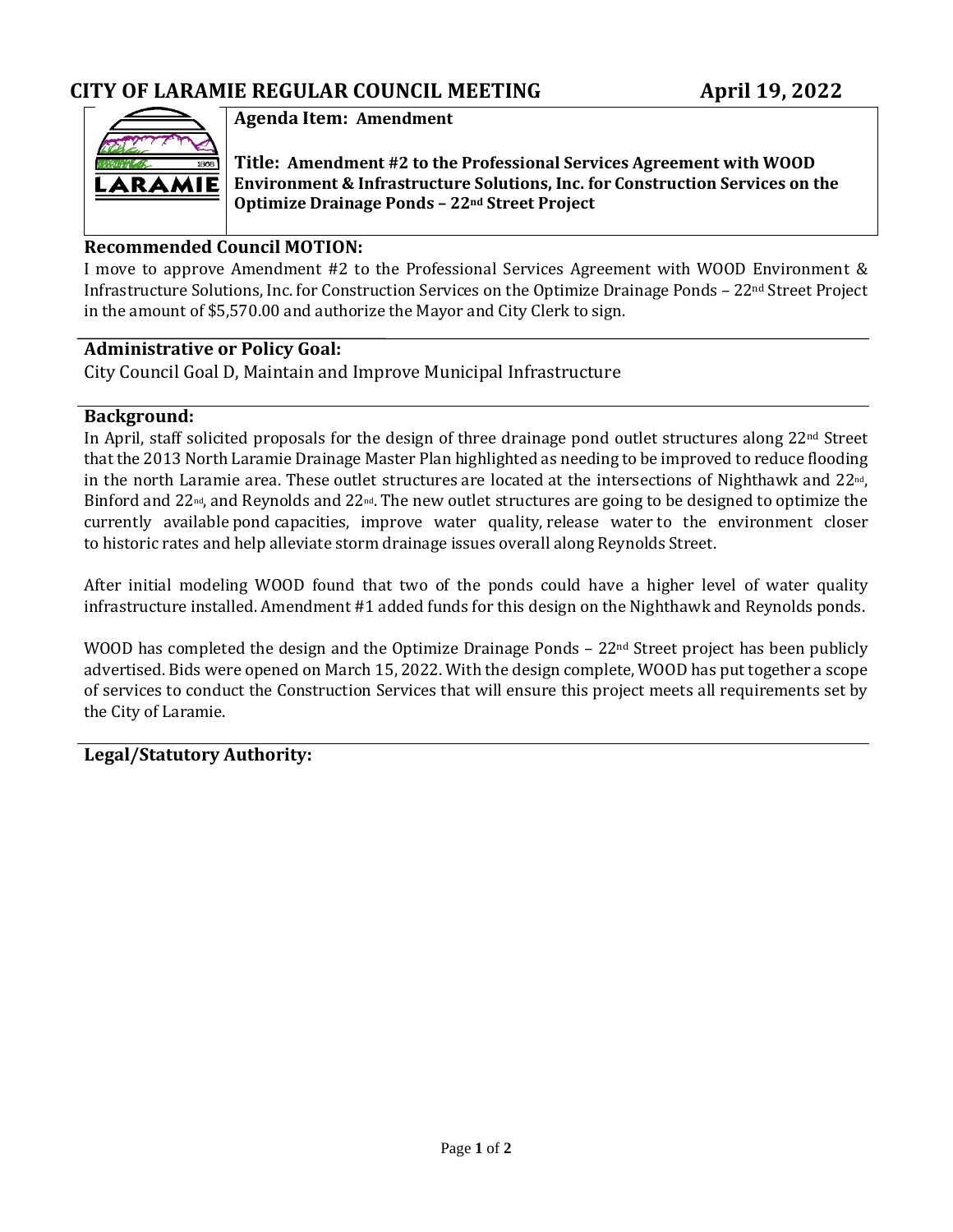# CITY OF LARAMIE REGULAR COUNCIL MEETING April 19, 2022

**Agenda Item: Amendment**

**Title: Amendment #2 to the Professional Services Agreement with WOOD Environment & Infrastructure Solutions, Inc. for Construction Services on the Optimize Drainage Ponds – 22nd Street Project**

## Recommended Council MOTION:

I move to approve Amendment #2 to the Professional Services Agreement with WOOD Environment & Infrastructure Solutions, Inc. for Construction Services on the Optimize Drainage Ponds – 22nd Street Project in the amount of $5,570.00 and authorize the Mayor and City Clerk to sign.

## Administrative or Policy Goal:

City Council Goal D, Maintain and Improve Municipal Infrastructure

## Background:

In April, staff solicited proposals for the design of three drainage pond outlet structures along 22nd Street that the 2013 North Laramie Drainage Master Plan highlighted as needing to be improved to reduce flooding in the north Laramie area. These outlet structures are located at the intersections of Nighthawk and 22nd, Binford and 22nd, and Reynolds and 22nd. The new outlet structures are going to be designed to optimize the currently available pond capacities, improve water quality, release water to the environment closer to historic rates and help alleviate storm drainage issues overall along Reynolds Street.

After initial modeling WOOD found that two of the ponds could have a higher level of water quality infrastructure installed. Amendment #1 added funds for this design on the Nighthawk and Reynolds ponds.

WOOD has completed the design and the Optimize Drainage Ponds – 22nd Street project has been publicly advertised. Bids were opened on March 15, 2022. With the design complete, WOOD has put together a scope of services to conduct the Construction Services that will ensure this project meets all requirements set by the City of Laramie.

## Legal/Statutory Authority: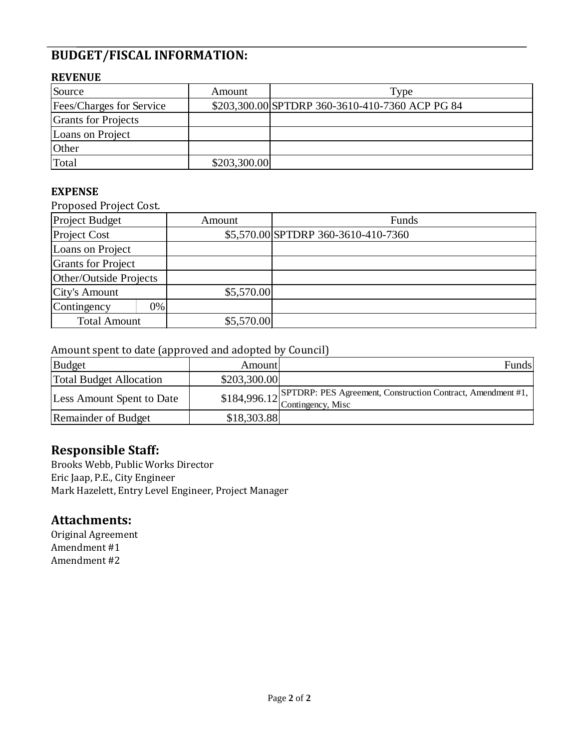# BUDGET/FISCAL INFORMATION:

### REVENUE

| Source | Amount | Type |
|---|---|---|
| Fees/Charges for Service | $203,300.00 | SPTDRP 360-3610-410-7360 ACP PG 84 |
| Grants for Projects | | |
| Loans on Project | | |
| Other | | |
| Total | $203,300.00 | |

### EXPENSE

Proposed Project Cost.

| Project Budget | | Amount | Funds |
|---|---|---|---|
| Project Cost | | $5,570.00 | SPTDRP 360-3610-410-7360 |
| Loans on Project | | | |
| Grants for Project | | | |
| Other/Outside Projects | | | |
| City's Amount | | $5,570.00 | |
| Contingency | 0% | | |
| Total Amount | | $5,570.00 | |

Amount spent to date (approved and adopted by Council)

| Budget | Amount | Funds |
|---|---|---|
| Total Budget Allocation | $203,300.00 | |
| Less Amount Spent to Date | $184,996.12 | SPTDRP: PES Agreement, Construction Contract, Amendment #1, Contingency, Misc |
| Remainder of Budget | $18,303.88 | |

## Responsible Staff:

Brooks Webb, Public Works Director
Eric Jaap, P.E., City Engineer
Mark Hazelett, Entry Level Engineer, Project Manager

## Attachments:

Original Agreement
Amendment #1
Amendment #2